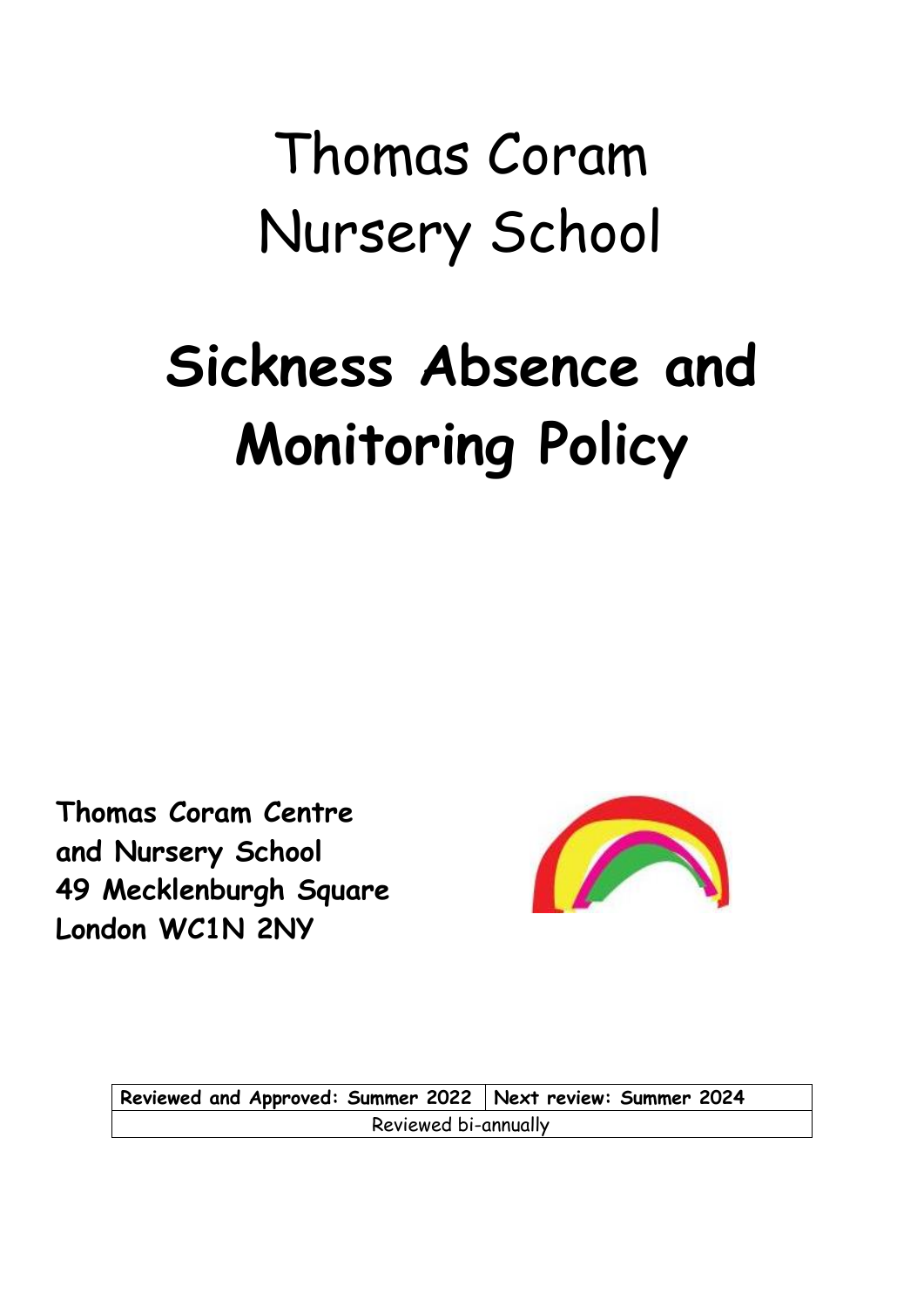# Thomas Coram Nursery School

# Sickness Absence and Monitoring Policy

**Thomas Coram Centre**
**and Nursery School**
**49 Mecklenburgh Square**
**London WC1N 2NY**

| **Reviewed and Approved: Summer 2022** | **Next review: Summer 2024** |
| --- | --- |
| Reviewed bi-annually | |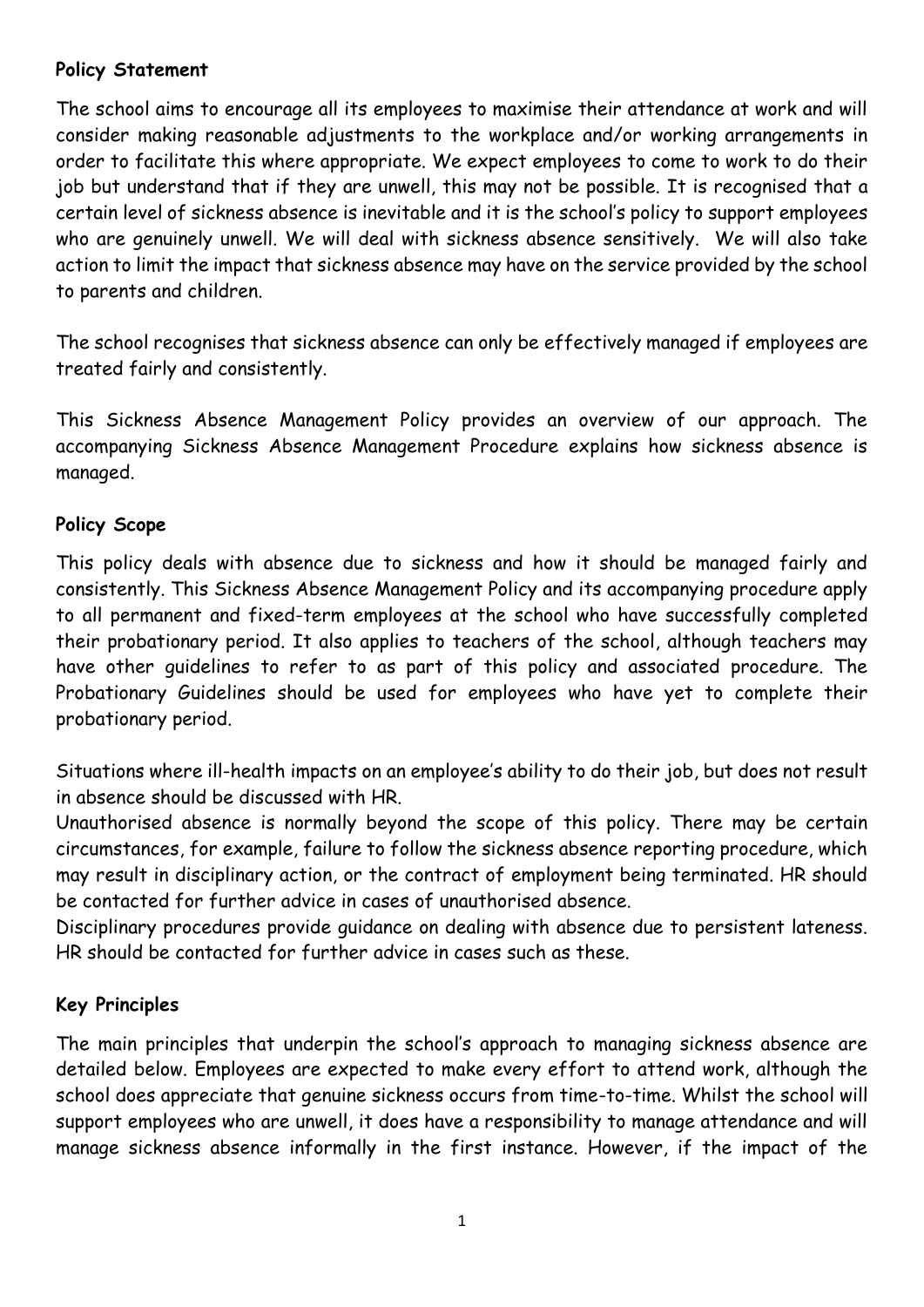**Policy Statement**

The school aims to encourage all its employees to maximise their attendance at work and will consider making reasonable adjustments to the workplace and/or working arrangements in order to facilitate this where appropriate. We expect employees to come to work to do their job but understand that if they are unwell, this may not be possible. It is recognised that a certain level of sickness absence is inevitable and it is the school's policy to support employees who are genuinely unwell. We will deal with sickness absence sensitively. We will also take action to limit the impact that sickness absence may have on the service provided by the school to parents and children.

The school recognises that sickness absence can only be effectively managed if employees are treated fairly and consistently.

This Sickness Absence Management Policy provides an overview of our approach. The accompanying Sickness Absence Management Procedure explains how sickness absence is managed.

**Policy Scope**

This policy deals with absence due to sickness and how it should be managed fairly and consistently. This Sickness Absence Management Policy and its accompanying procedure apply to all permanent and fixed-term employees at the school who have successfully completed their probationary period. It also applies to teachers of the school, although teachers may have other guidelines to refer to as part of this policy and associated procedure. The Probationary Guidelines should be used for employees who have yet to complete their probationary period.

Situations where ill-health impacts on an employee's ability to do their job, but does not result in absence should be discussed with HR.

Unauthorised absence is normally beyond the scope of this policy. There may be certain circumstances, for example, failure to follow the sickness absence reporting procedure, which may result in disciplinary action, or the contract of employment being terminated. HR should be contacted for further advice in cases of unauthorised absence.

Disciplinary procedures provide guidance on dealing with absence due to persistent lateness. HR should be contacted for further advice in cases such as these.

**Key Principles**

The main principles that underpin the school's approach to managing sickness absence are detailed below. Employees are expected to make every effort to attend work, although the school does appreciate that genuine sickness occurs from time-to-time. Whilst the school will support employees who are unwell, it does have a responsibility to manage attendance and will manage sickness absence informally in the first instance. However, if the impact of the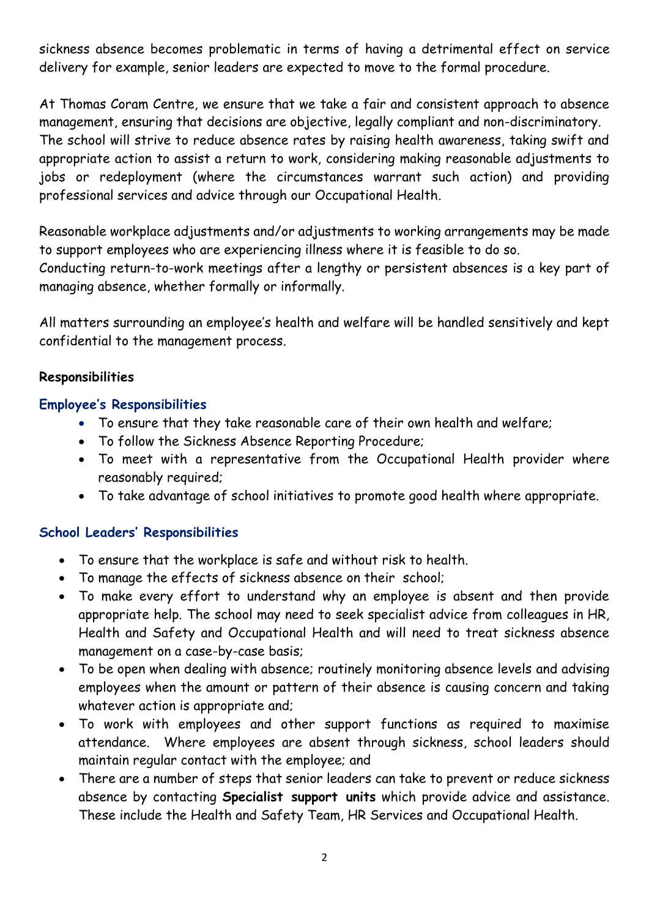sickness absence becomes problematic in terms of having a detrimental effect on service delivery for example, senior leaders are expected to move to the formal procedure.

At Thomas Coram Centre, we ensure that we take a fair and consistent approach to absence management, ensuring that decisions are objective, legally compliant and non-discriminatory. The school will strive to reduce absence rates by raising health awareness, taking swift and appropriate action to assist a return to work, considering making reasonable adjustments to jobs or redeployment (where the circumstances warrant such action) and providing professional services and advice through our Occupational Health.

Reasonable workplace adjustments and/or adjustments to working arrangements may be made to support employees who are experiencing illness where it is feasible to do so.
Conducting return-to-work meetings after a lengthy or persistent absences is a key part of managing absence, whether formally or informally.

All matters surrounding an employee's health and welfare will be handled sensitively and kept confidential to the management process.

**Responsibilities**

### Employee's Responsibilities

- To ensure that they take reasonable care of their own health and welfare;
- To follow the Sickness Absence Reporting Procedure;
- To meet with a representative from the Occupational Health provider where reasonably required;
- To take advantage of school initiatives to promote good health where appropriate.

### School Leaders' Responsibilities

- To ensure that the workplace is safe and without risk to health.
- To manage the effects of sickness absence on their school;
- To make every effort to understand why an employee is absent and then provide appropriate help. The school may need to seek specialist advice from colleagues in HR, Health and Safety and Occupational Health and will need to treat sickness absence management on a case-by-case basis;
- To be open when dealing with absence; routinely monitoring absence levels and advising employees when the amount or pattern of their absence is causing concern and taking whatever action is appropriate and;
- To work with employees and other support functions as required to maximise attendance. Where employees are absent through sickness, school leaders should maintain regular contact with the employee; and
- There are a number of steps that senior leaders can take to prevent or reduce sickness absence by contacting **Specialist support units** which provide advice and assistance. These include the Health and Safety Team, HR Services and Occupational Health.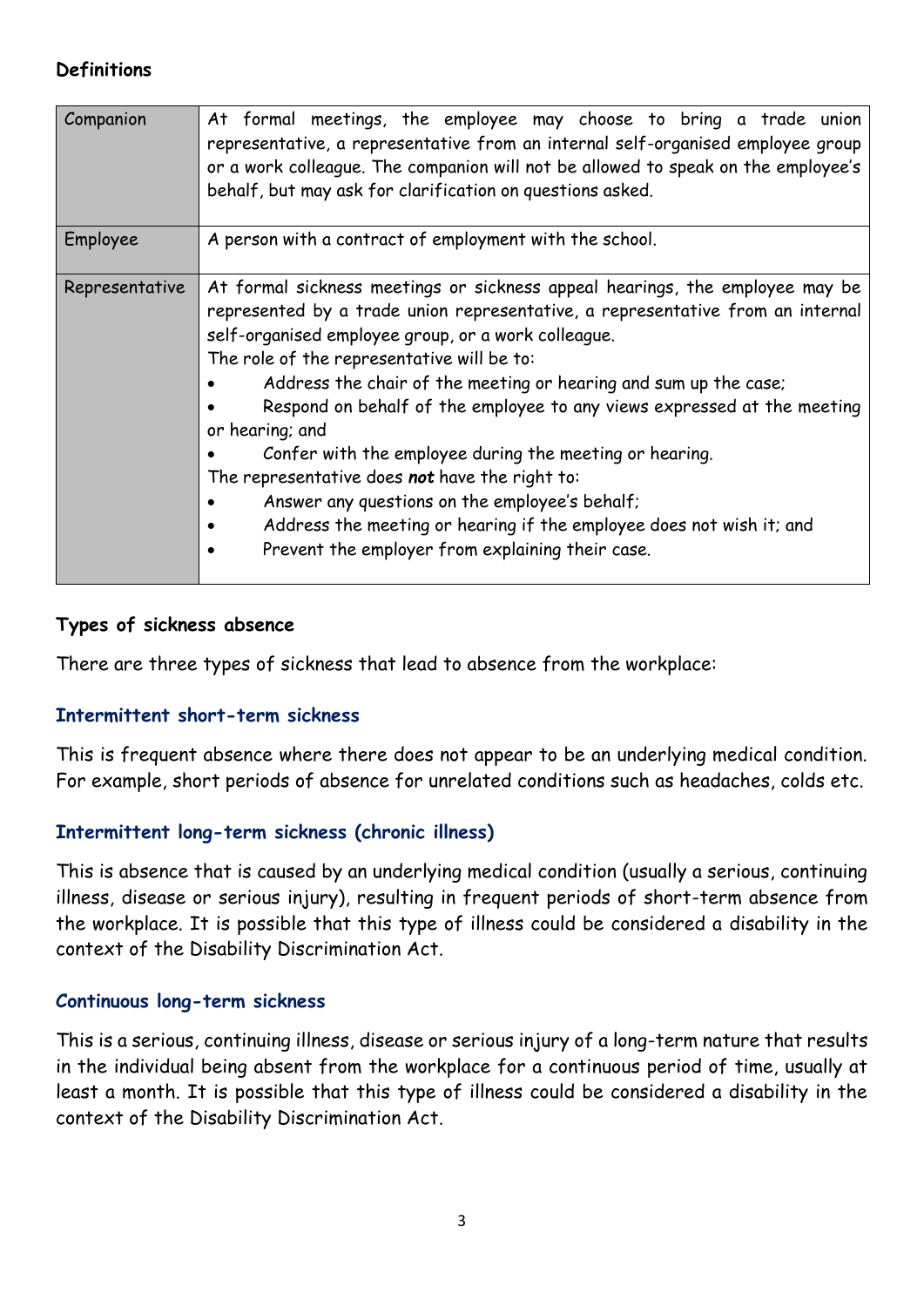## Definitions

| | |
|---|---|
| Companion | At formal meetings, the employee may choose to bring a trade union representative, a representative from an internal self-organised employee group or a work colleague. The companion will not be allowed to speak on the employee's behalf, but may ask for clarification on questions asked. |
| Employee | A person with a contract of employment with the school. |
| Representative | At formal sickness meetings or sickness appeal hearings, the employee may be represented by a trade union representative, a representative from an internal self-organised employee group, or a work colleague.<br>The role of the representative will be to:<br>• Address the chair of the meeting or hearing and sum up the case;<br>• Respond on behalf of the employee to any views expressed at the meeting or hearing; and<br>• Confer with the employee during the meeting or hearing.<br>The representative does ***not*** have the right to:<br>• Answer any questions on the employee's behalf;<br>• Address the meeting or hearing if the employee does not wish it; and<br>• Prevent the employer from explaining their case. |

## Types of sickness absence

There are three types of sickness that lead to absence from the workplace:

### Intermittent short-term sickness

This is frequent absence where there does not appear to be an underlying medical condition. For example, short periods of absence for unrelated conditions such as headaches, colds etc.

### Intermittent long-term sickness (chronic illness)

This is absence that is caused by an underlying medical condition (usually a serious, continuing illness, disease or serious injury), resulting in frequent periods of short-term absence from the workplace. It is possible that this type of illness could be considered a disability in the context of the Disability Discrimination Act.

### Continuous long-term sickness

This is a serious, continuing illness, disease or serious injury of a long-term nature that results in the individual being absent from the workplace for a continuous period of time, usually at least a month. It is possible that this type of illness could be considered a disability in the context of the Disability Discrimination Act.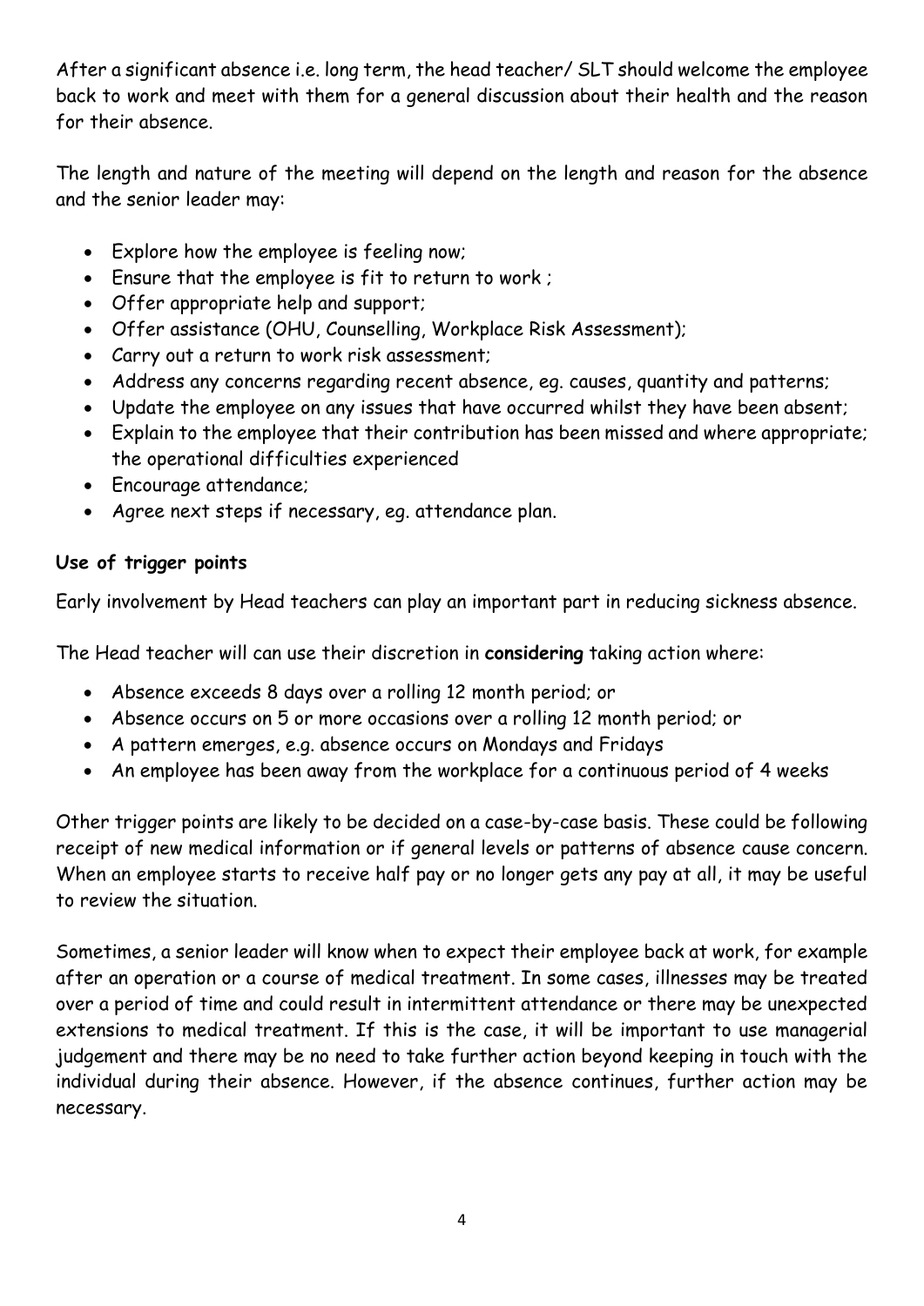After a significant absence i.e. long term, the head teacher/ SLT should welcome the employee back to work and meet with them for a general discussion about their health and the reason for their absence.

The length and nature of the meeting will depend on the length and reason for the absence and the senior leader may:

- Explore how the employee is feeling now;
- Ensure that the employee is fit to return to work ;
- Offer appropriate help and support;
- Offer assistance (OHU, Counselling, Workplace Risk Assessment);
- Carry out a return to work risk assessment;
- Address any concerns regarding recent absence, eg. causes, quantity and patterns;
- Update the employee on any issues that have occurred whilst they have been absent;
- Explain to the employee that their contribution has been missed and where appropriate; the operational difficulties experienced
- Encourage attendance;
- Agree next steps if necessary, eg. attendance plan.

**Use of trigger points**

Early involvement by Head teachers can play an important part in reducing sickness absence.

The Head teacher will can use their discretion in **considering** taking action where:

- Absence exceeds 8 days over a rolling 12 month period; or
- Absence occurs on 5 or more occasions over a rolling 12 month period; or
- A pattern emerges, e.g. absence occurs on Mondays and Fridays
- An employee has been away from the workplace for a continuous period of 4 weeks

Other trigger points are likely to be decided on a case-by-case basis. These could be following receipt of new medical information or if general levels or patterns of absence cause concern. When an employee starts to receive half pay or no longer gets any pay at all, it may be useful to review the situation.

Sometimes, a senior leader will know when to expect their employee back at work, for example after an operation or a course of medical treatment. In some cases, illnesses may be treated over a period of time and could result in intermittent attendance or there may be unexpected extensions to medical treatment. If this is the case, it will be important to use managerial judgement and there may be no need to take further action beyond keeping in touch with the individual during their absence. However, if the absence continues, further action may be necessary.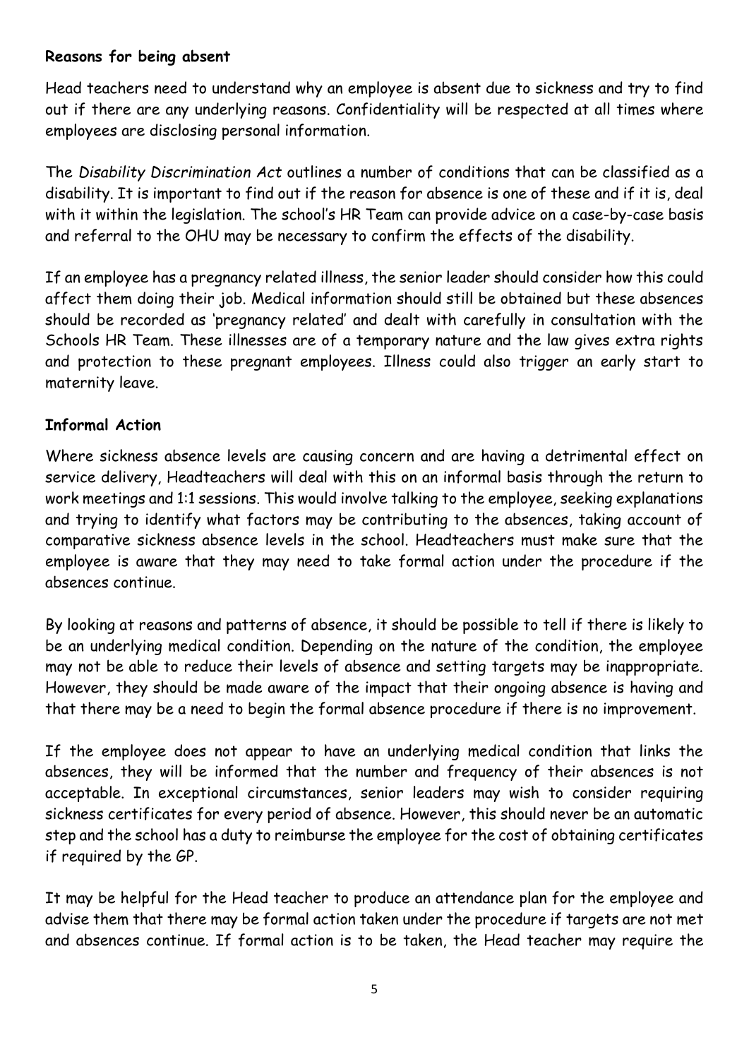**Reasons for being absent**

Head teachers need to understand why an employee is absent due to sickness and try to find out if there are any underlying reasons. Confidentiality will be respected at all times where employees are disclosing personal information.

The *Disability Discrimination Act* outlines a number of conditions that can be classified as a disability. It is important to find out if the reason for absence is one of these and if it is, deal with it within the legislation. The school's HR Team can provide advice on a case-by-case basis and referral to the OHU may be necessary to confirm the effects of the disability.

If an employee has a pregnancy related illness, the senior leader should consider how this could affect them doing their job. Medical information should still be obtained but these absences should be recorded as 'pregnancy related' and dealt with carefully in consultation with the Schools HR Team. These illnesses are of a temporary nature and the law gives extra rights and protection to these pregnant employees. Illness could also trigger an early start to maternity leave.

**Informal Action**

Where sickness absence levels are causing concern and are having a detrimental effect on service delivery, Headteachers will deal with this on an informal basis through the return to work meetings and 1:1 sessions. This would involve talking to the employee, seeking explanations and trying to identify what factors may be contributing to the absences, taking account of comparative sickness absence levels in the school. Headteachers must make sure that the employee is aware that they may need to take formal action under the procedure if the absences continue.

By looking at reasons and patterns of absence, it should be possible to tell if there is likely to be an underlying medical condition. Depending on the nature of the condition, the employee may not be able to reduce their levels of absence and setting targets may be inappropriate. However, they should be made aware of the impact that their ongoing absence is having and that there may be a need to begin the formal absence procedure if there is no improvement.

If the employee does not appear to have an underlying medical condition that links the absences, they will be informed that the number and frequency of their absences is not acceptable. In exceptional circumstances, senior leaders may wish to consider requiring sickness certificates for every period of absence. However, this should never be an automatic step and the school has a duty to reimburse the employee for the cost of obtaining certificates if required by the GP.

It may be helpful for the Head teacher to produce an attendance plan for the employee and advise them that there may be formal action taken under the procedure if targets are not met and absences continue. If formal action is to be taken, the Head teacher may require the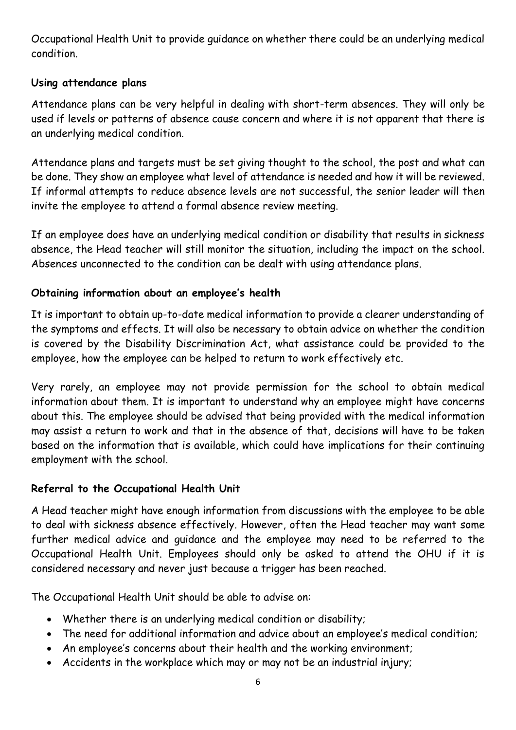Occupational Health Unit to provide guidance on whether there could be an underlying medical condition.

### Using attendance plans

Attendance plans can be very helpful in dealing with short-term absences. They will only be used if levels or patterns of absence cause concern and where it is not apparent that there is an underlying medical condition.

Attendance plans and targets must be set giving thought to the school, the post and what can be done. They show an employee what level of attendance is needed and how it will be reviewed. If informal attempts to reduce absence levels are not successful, the senior leader will then invite the employee to attend a formal absence review meeting.

If an employee does have an underlying medical condition or disability that results in sickness absence, the Head teacher will still monitor the situation, including the impact on the school. Absences unconnected to the condition can be dealt with using attendance plans.

### Obtaining information about an employee's health

It is important to obtain up-to-date medical information to provide a clearer understanding of the symptoms and effects. It will also be necessary to obtain advice on whether the condition is covered by the Disability Discrimination Act, what assistance could be provided to the employee, how the employee can be helped to return to work effectively etc.

Very rarely, an employee may not provide permission for the school to obtain medical information about them. It is important to understand why an employee might have concerns about this. The employee should be advised that being provided with the medical information may assist a return to work and that in the absence of that, decisions will have to be taken based on the information that is available, which could have implications for their continuing employment with the school.

### Referral to the Occupational Health Unit

A Head teacher might have enough information from discussions with the employee to be able to deal with sickness absence effectively. However, often the Head teacher may want some further medical advice and guidance and the employee may need to be referred to the Occupational Health Unit. Employees should only be asked to attend the OHU if it is considered necessary and never just because a trigger has been reached.

The Occupational Health Unit should be able to advise on:

- Whether there is an underlying medical condition or disability;
- The need for additional information and advice about an employee's medical condition;
- An employee's concerns about their health and the working environment;
- Accidents in the workplace which may or may not be an industrial injury;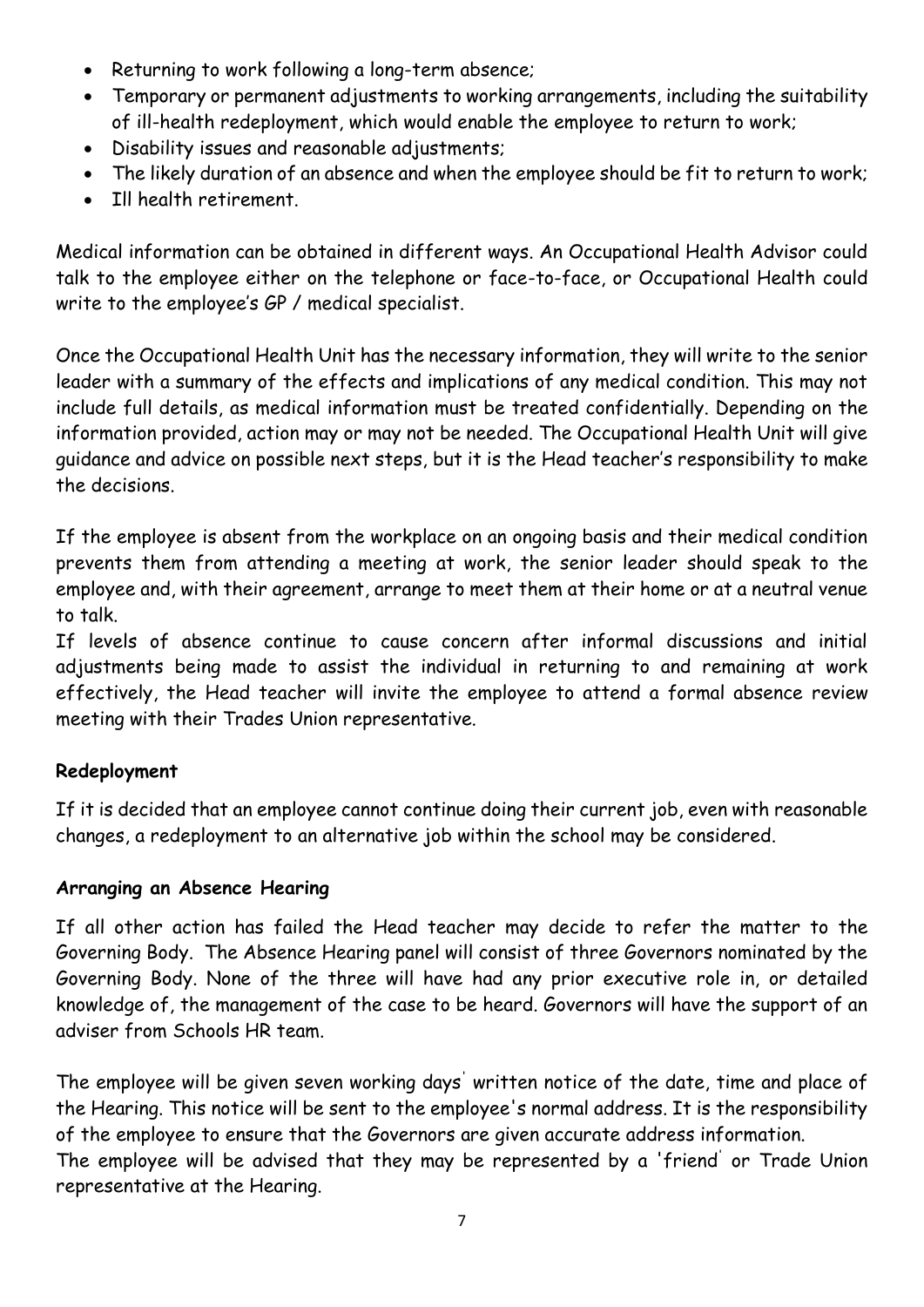- Returning to work following a long-term absence;
- Temporary or permanent adjustments to working arrangements, including the suitability of ill-health redeployment, which would enable the employee to return to work;
- Disability issues and reasonable adjustments;
- The likely duration of an absence and when the employee should be fit to return to work;
- Ill health retirement.

Medical information can be obtained in different ways. An Occupational Health Advisor could talk to the employee either on the telephone or face-to-face, or Occupational Health could write to the employee's GP / medical specialist.

Once the Occupational Health Unit has the necessary information, they will write to the senior leader with a summary of the effects and implications of any medical condition. This may not include full details, as medical information must be treated confidentially. Depending on the information provided, action may or may not be needed. The Occupational Health Unit will give guidance and advice on possible next steps, but it is the Head teacher's responsibility to make the decisions.

If the employee is absent from the workplace on an ongoing basis and their medical condition prevents them from attending a meeting at work, the senior leader should speak to the employee and, with their agreement, arrange to meet them at their home or at a neutral venue to talk.

If levels of absence continue to cause concern after informal discussions and initial adjustments being made to assist the individual in returning to and remaining at work effectively, the Head teacher will invite the employee to attend a formal absence review meeting with their Trades Union representative.

**Redeployment**

If it is decided that an employee cannot continue doing their current job, even with reasonable changes, a redeployment to an alternative job within the school may be considered.

**Arranging an Absence Hearing**

If all other action has failed the Head teacher may decide to refer the matter to the Governing Body. The Absence Hearing panel will consist of three Governors nominated by the Governing Body. None of the three will have had any prior executive role in, or detailed knowledge of, the management of the case to be heard. Governors will have the support of an adviser from Schools HR team.

The employee will be given seven working days' written notice of the date, time and place of the Hearing. This notice will be sent to the employee's normal address. It is the responsibility of the employee to ensure that the Governors are given accurate address information.

The employee will be advised that they may be represented by a 'friend' or Trade Union representative at the Hearing.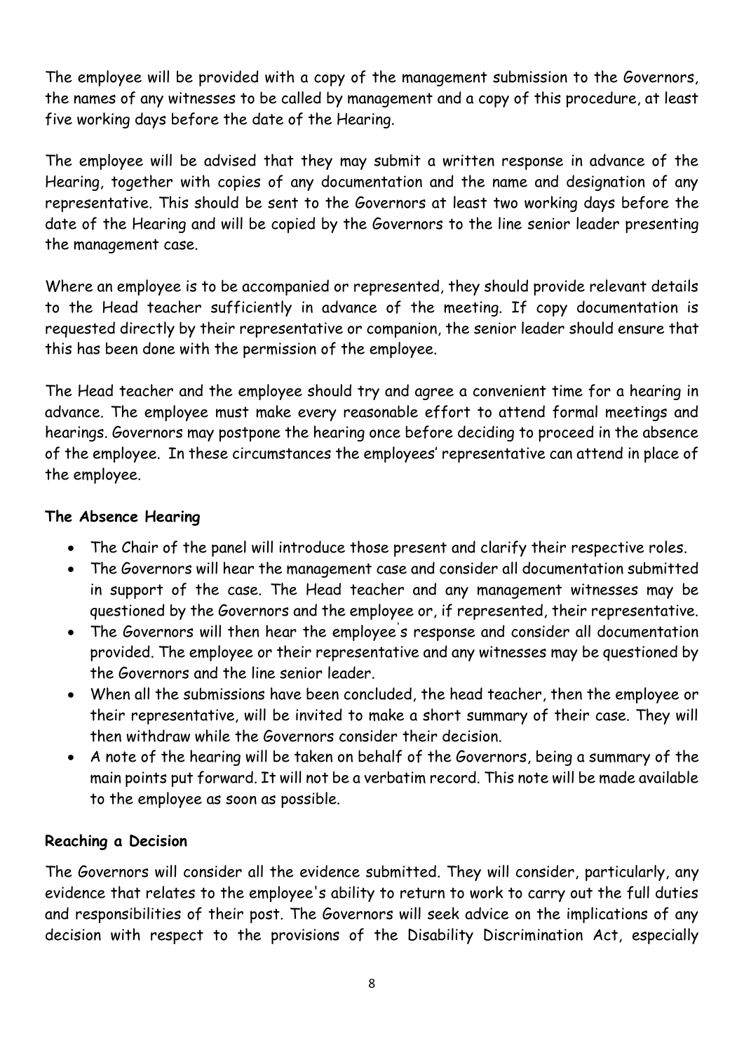The employee will be provided with a copy of the management submission to the Governors, the names of any witnesses to be called by management and a copy of this procedure, at least five working days before the date of the Hearing.

The employee will be advised that they may submit a written response in advance of the Hearing, together with copies of any documentation and the name and designation of any representative. This should be sent to the Governors at least two working days before the date of the Hearing and will be copied by the Governors to the line senior leader presenting the management case.

Where an employee is to be accompanied or represented, they should provide relevant details to the Head teacher sufficiently in advance of the meeting. If copy documentation is requested directly by their representative or companion, the senior leader should ensure that this has been done with the permission of the employee.

The Head teacher and the employee should try and agree a convenient time for a hearing in advance. The employee must make every reasonable effort to attend formal meetings and hearings. Governors may postpone the hearing once before deciding to proceed in the absence of the employee. In these circumstances the employees' representative can attend in place of the employee.

**The Absence Hearing**

- The Chair of the panel will introduce those present and clarify their respective roles.
- The Governors will hear the management case and consider all documentation submitted in support of the case. The Head teacher and any management witnesses may be questioned by the Governors and the employee or, if represented, their representative.
- The Governors will then hear the employee's response and consider all documentation provided. The employee or their representative and any witnesses may be questioned by the Governors and the line senior leader.
- When all the submissions have been concluded, the head teacher, then the employee or their representative, will be invited to make a short summary of their case. They will then withdraw while the Governors consider their decision.
- A note of the hearing will be taken on behalf of the Governors, being a summary of the main points put forward. It will not be a verbatim record. This note will be made available to the employee as soon as possible.

**Reaching a Decision**

The Governors will consider all the evidence submitted. They will consider, particularly, any evidence that relates to the employee's ability to return to work to carry out the full duties and responsibilities of their post. The Governors will seek advice on the implications of any decision with respect to the provisions of the Disability Discrimination Act, especially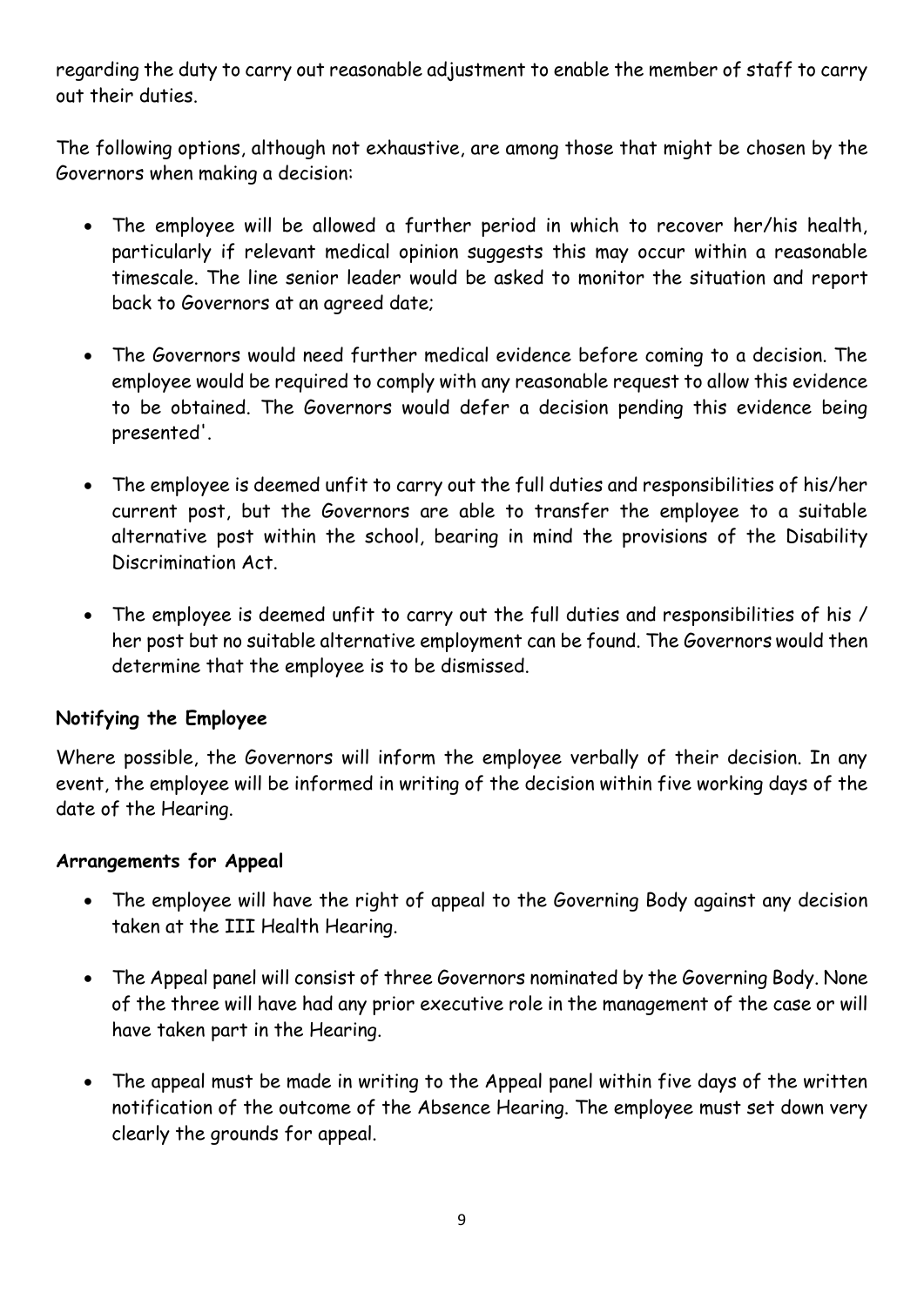regarding the duty to carry out reasonable adjustment to enable the member of staff to carry out their duties.

The following options, although not exhaustive, are among those that might be chosen by the Governors when making a decision:

- The employee will be allowed a further period in which to recover her/his health, particularly if relevant medical opinion suggests this may occur within a reasonable timescale. The line senior leader would be asked to monitor the situation and report back to Governors at an agreed date;

- The Governors would need further medical evidence before coming to a decision. The employee would be required to comply with any reasonable request to allow this evidence to be obtained. The Governors would defer a decision pending this evidence being presented'.

- The employee is deemed unfit to carry out the full duties and responsibilities of his/her current post, but the Governors are able to transfer the employee to a suitable alternative post within the school, bearing in mind the provisions of the Disability Discrimination Act.

- The employee is deemed unfit to carry out the full duties and responsibilities of his / her post but no suitable alternative employment can be found. The Governors would then determine that the employee is to be dismissed.

**Notifying the Employee**

Where possible, the Governors will inform the employee verbally of their decision. In any event, the employee will be informed in writing of the decision within five working days of the date of the Hearing.

***Arrangements for Appeal***

- The employee will have the right of appeal to the Governing Body against any decision taken at the III Health Hearing.

- The Appeal panel will consist of three Governors nominated by the Governing Body. None of the three will have had any prior executive role in the management of the case or will have taken part in the Hearing.

- The appeal must be made in writing to the Appeal panel within five days of the written notification of the outcome of the Absence Hearing. The employee must set down very clearly the grounds for appeal.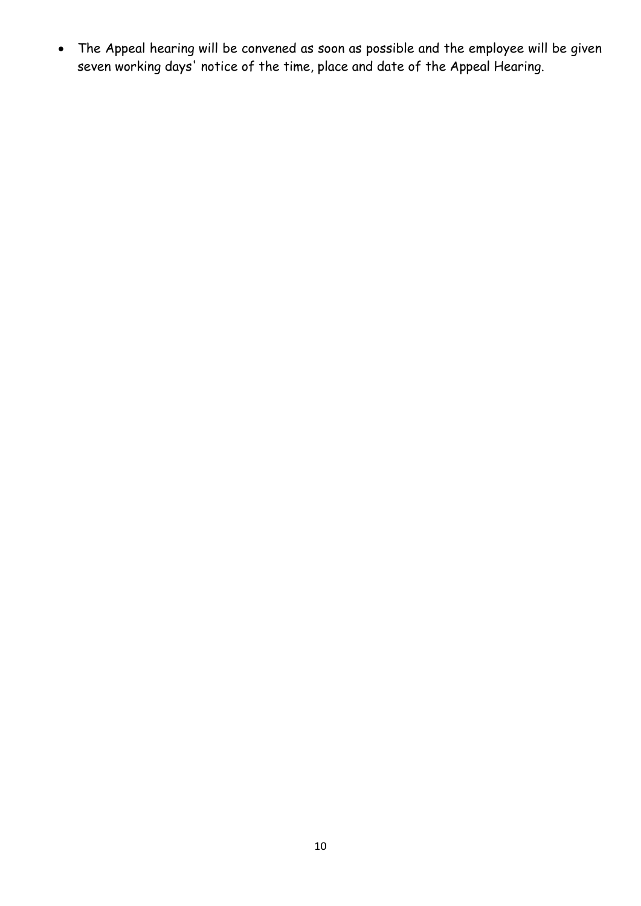- The Appeal hearing will be convened as soon as possible and the employee will be given seven working days' notice of the time, place and date of the Appeal Hearing.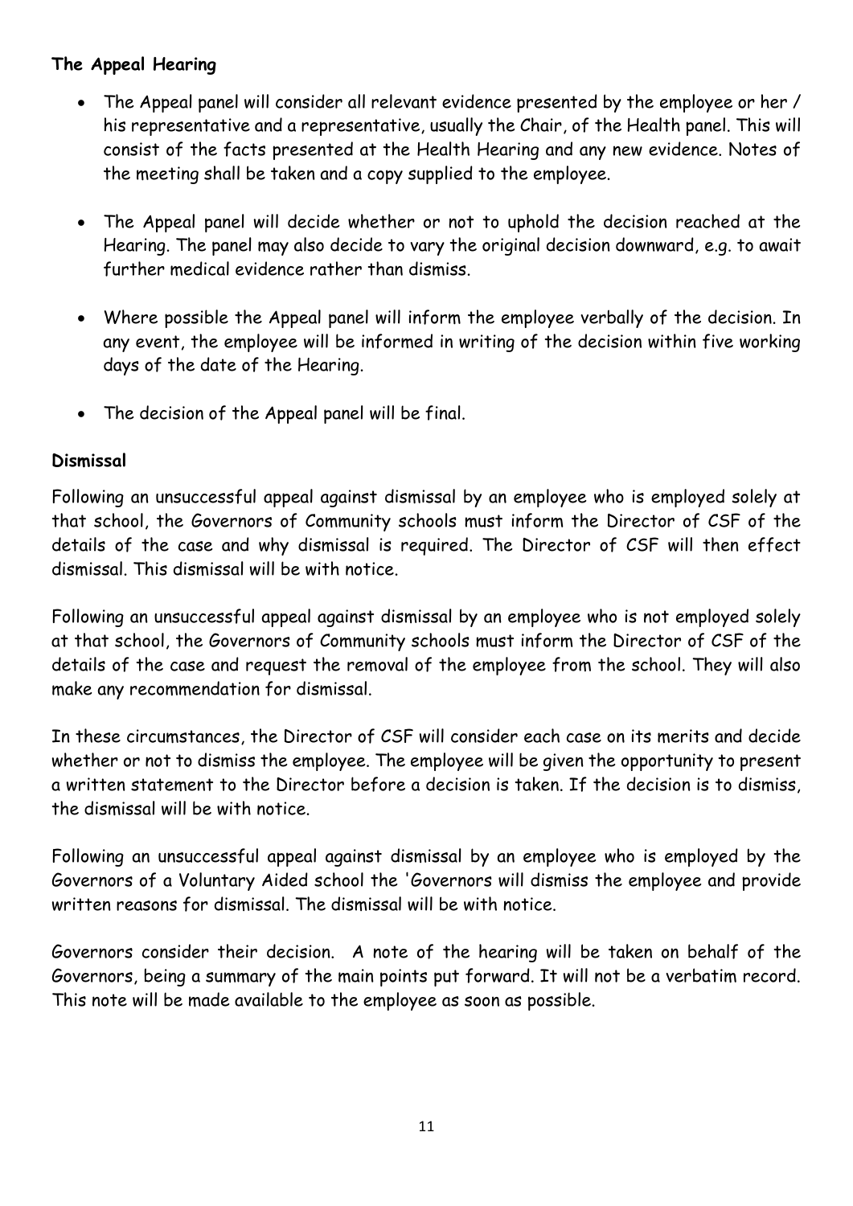**The Appeal Hearing**

- The Appeal panel will consider all relevant evidence presented by the employee or her / his representative and a representative, usually the Chair, of the Health panel. This will consist of the facts presented at the Health Hearing and any new evidence. Notes of the meeting shall be taken and a copy supplied to the employee.

- The Appeal panel will decide whether or not to uphold the decision reached at the Hearing. The panel may also decide to vary the original decision downward, e.g. to await further medical evidence rather than dismiss.

- Where possible the Appeal panel will inform the employee verbally of the decision. In any event, the employee will be informed in writing of the decision within five working days of the date of the Hearing.

- The decision of the Appeal panel will be final.

**Dismissal**

Following an unsuccessful appeal against dismissal by an employee who is employed solely at that school, the Governors of Community schools must inform the Director of CSF of the details of the case and why dismissal is required. The Director of CSF will then effect dismissal. This dismissal will be with notice.

Following an unsuccessful appeal against dismissal by an employee who is not employed solely at that school, the Governors of Community schools must inform the Director of CSF of the details of the case and request the removal of the employee from the school. They will also make any recommendation for dismissal.

In these circumstances, the Director of CSF will consider each case on its merits and decide whether or not to dismiss the employee. The employee will be given the opportunity to present a written statement to the Director before a decision is taken. If the decision is to dismiss, the dismissal will be with notice.

Following an unsuccessful appeal against dismissal by an employee who is employed by the Governors of a Voluntary Aided school the 'Governors will dismiss the employee and provide written reasons for dismissal. The dismissal will be with notice.

Governors consider their decision. A note of the hearing will be taken on behalf of the Governors, being a summary of the main points put forward. It will not be a verbatim record. This note will be made available to the employee as soon as possible.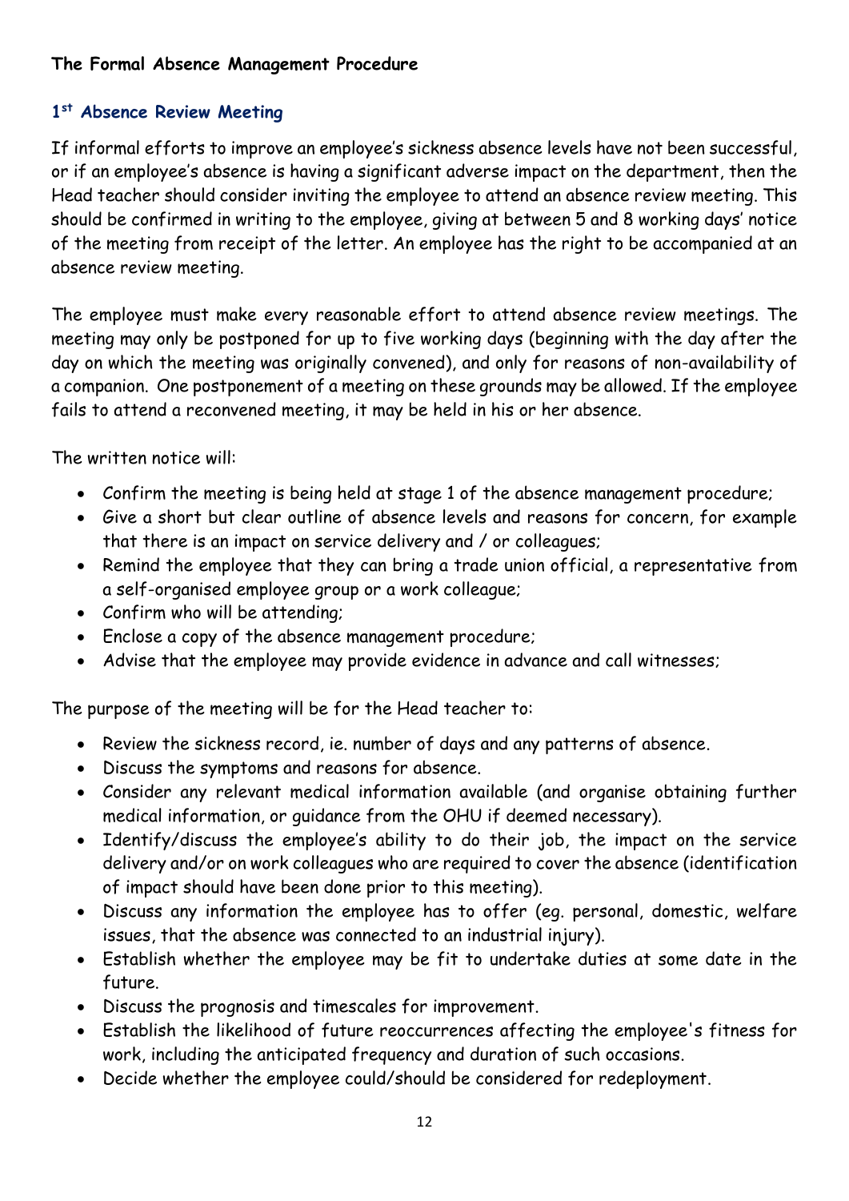**The Formal Absence Management Procedure**

### 1st Absence Review Meeting

If informal efforts to improve an employee's sickness absence levels have not been successful, or if an employee's absence is having a significant adverse impact on the department, then the Head teacher should consider inviting the employee to attend an absence review meeting. This should be confirmed in writing to the employee, giving at between 5 and 8 working days' notice of the meeting from receipt of the letter. An employee has the right to be accompanied at an absence review meeting.

The employee must make every reasonable effort to attend absence review meetings. The meeting may only be postponed for up to five working days (beginning with the day after the day on which the meeting was originally convened), and only for reasons of non-availability of a companion. One postponement of a meeting on these grounds may be allowed. If the employee fails to attend a reconvened meeting, it may be held in his or her absence.

The written notice will:

- Confirm the meeting is being held at stage 1 of the absence management procedure;
- Give a short but clear outline of absence levels and reasons for concern, for example that there is an impact on service delivery and / or colleagues;
- Remind the employee that they can bring a trade union official, a representative from a self-organised employee group or a work colleague;
- Confirm who will be attending;
- Enclose a copy of the absence management procedure;
- Advise that the employee may provide evidence in advance and call witnesses;

The purpose of the meeting will be for the Head teacher to:

- Review the sickness record, ie. number of days and any patterns of absence.
- Discuss the symptoms and reasons for absence.
- Consider any relevant medical information available (and organise obtaining further medical information, or guidance from the OHU if deemed necessary).
- Identify/discuss the employee's ability to do their job, the impact on the service delivery and/or on work colleagues who are required to cover the absence (identification of impact should have been done prior to this meeting).
- Discuss any information the employee has to offer (eg. personal, domestic, welfare issues, that the absence was connected to an industrial injury).
- Establish whether the employee may be fit to undertake duties at some date in the future.
- Discuss the prognosis and timescales for improvement.
- Establish the likelihood of future reoccurrences affecting the employee's fitness for work, including the anticipated frequency and duration of such occasions.
- Decide whether the employee could/should be considered for redeployment.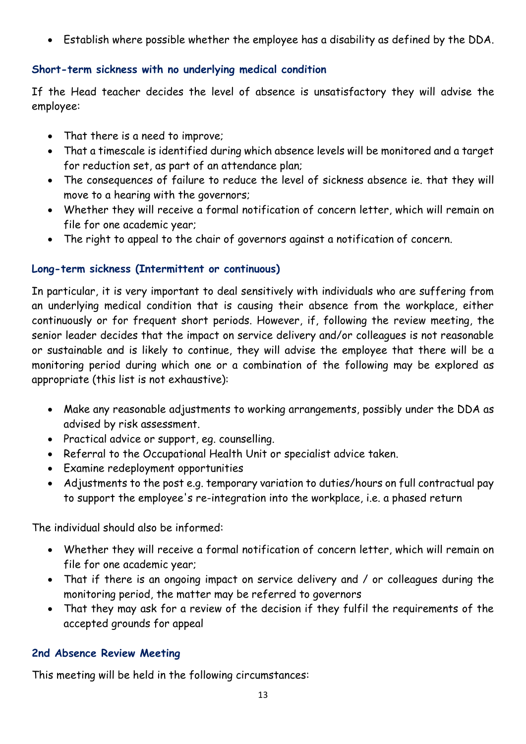- Establish where possible whether the employee has a disability as defined by the DDA.

### Short-term sickness with no underlying medical condition

If the Head teacher decides the level of absence is unsatisfactory they will advise the employee:

- That there is a need to improve;
- That a timescale is identified during which absence levels will be monitored and a target for reduction set, as part of an attendance plan;
- The consequences of failure to reduce the level of sickness absence ie. that they will move to a hearing with the governors;
- Whether they will receive a formal notification of concern letter, which will remain on file for one academic year;
- The right to appeal to the chair of governors against a notification of concern.

### Long-term sickness (Intermittent or continuous)

In particular, it is very important to deal sensitively with individuals who are suffering from an underlying medical condition that is causing their absence from the workplace, either continuously or for frequent short periods. However, if, following the review meeting, the senior leader decides that the impact on service delivery and/or colleagues is not reasonable or sustainable and is likely to continue, they will advise the employee that there will be a monitoring period during which one or a combination of the following may be explored as appropriate (this list is not exhaustive):

- Make any reasonable adjustments to working arrangements, possibly under the DDA as advised by risk assessment.
- Practical advice or support, eg. counselling.
- Referral to the Occupational Health Unit or specialist advice taken.
- Examine redeployment opportunities
- Adjustments to the post e.g. temporary variation to duties/hours on full contractual pay to support the employee's re-integration into the workplace, i.e. a phased return

The individual should also be informed:

- Whether they will receive a formal notification of concern letter, which will remain on file for one academic year;
- That if there is an ongoing impact on service delivery and / or colleagues during the monitoring period, the matter may be referred to governors
- That they may ask for a review of the decision if they fulfil the requirements of the accepted grounds for appeal

### 2nd Absence Review Meeting

This meeting will be held in the following circumstances: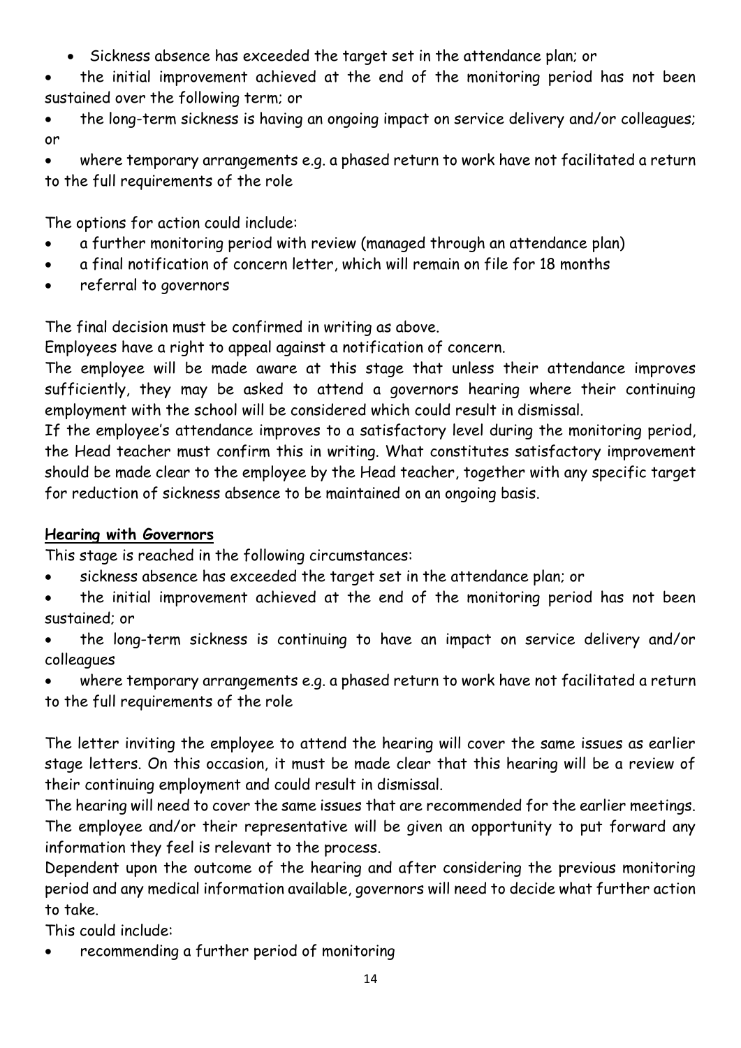- Sickness absence has exceeded the target set in the attendance plan; or
- the initial improvement achieved at the end of the monitoring period has not been sustained over the following term; or
- the long-term sickness is having an ongoing impact on service delivery and/or colleagues; or
- where temporary arrangements e.g. a phased return to work have not facilitated a return to the full requirements of the role

The options for action could include:

- a further monitoring period with review (managed through an attendance plan)
- a final notification of concern letter, which will remain on file for 18 months
- referral to governors

The final decision must be confirmed in writing as above.

Employees have a right to appeal against a notification of concern.

The employee will be made aware at this stage that unless their attendance improves sufficiently, they may be asked to attend a governors hearing where their continuing employment with the school will be considered which could result in dismissal.

If the employee's attendance improves to a satisfactory level during the monitoring period, the Head teacher must confirm this in writing. What constitutes satisfactory improvement should be made clear to the employee by the Head teacher, together with any specific target for reduction of sickness absence to be maintained on an ongoing basis.

**Hearing with Governors**

This stage is reached in the following circumstances:

- sickness absence has exceeded the target set in the attendance plan; or
- the initial improvement achieved at the end of the monitoring period has not been sustained; or
- the long-term sickness is continuing to have an impact on service delivery and/or colleagues
- where temporary arrangements e.g. a phased return to work have not facilitated a return to the full requirements of the role

The letter inviting the employee to attend the hearing will cover the same issues as earlier stage letters. On this occasion, it must be made clear that this hearing will be a review of their continuing employment and could result in dismissal.

The hearing will need to cover the same issues that are recommended for the earlier meetings. The employee and/or their representative will be given an opportunity to put forward any information they feel is relevant to the process.

Dependent upon the outcome of the hearing and after considering the previous monitoring period and any medical information available, governors will need to decide what further action to take.

This could include:

- recommending a further period of monitoring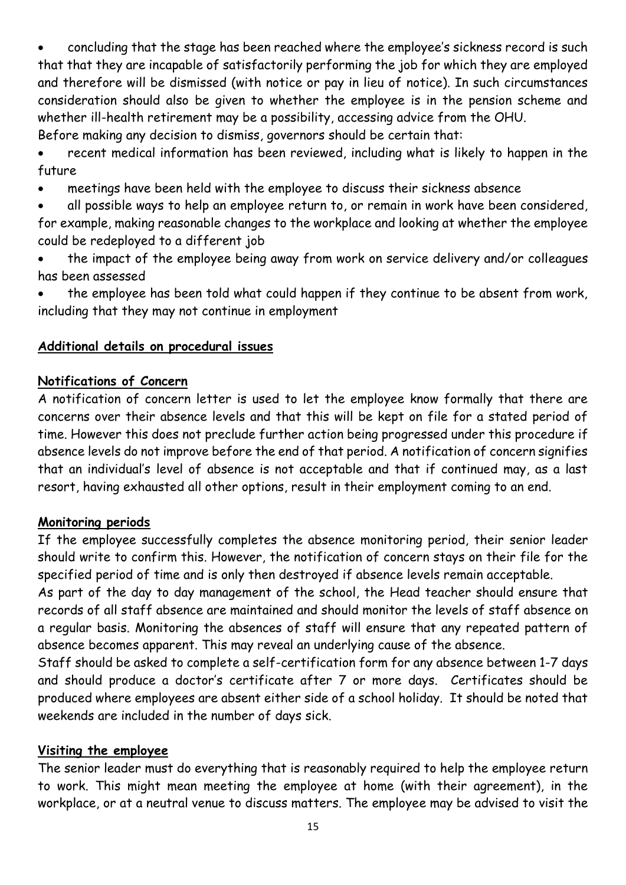- concluding that the stage has been reached where the employee's sickness record is such that that they are incapable of satisfactorily performing the job for which they are employed and therefore will be dismissed (with notice or pay in lieu of notice). In such circumstances consideration should also be given to whether the employee is in the pension scheme and whether ill-health retirement may be a possibility, accessing advice from the OHU.

Before making any decision to dismiss, governors should be certain that:

- recent medical information has been reviewed, including what is likely to happen in the future
- meetings have been held with the employee to discuss their sickness absence
- all possible ways to help an employee return to, or remain in work have been considered, for example, making reasonable changes to the workplace and looking at whether the employee could be redeployed to a different job
- the impact of the employee being away from work on service delivery and/or colleagues has been assessed
- the employee has been told what could happen if they continue to be absent from work, including that they may not continue in employment

## Additional details on procedural issues

### Notifications of Concern

A notification of concern letter is used to let the employee know formally that there are concerns over their absence levels and that this will be kept on file for a stated period of time. However this does not preclude further action being progressed under this procedure if absence levels do not improve before the end of that period. A notification of concern signifies that an individual's level of absence is not acceptable and that if continued may, as a last resort, having exhausted all other options, result in their employment coming to an end.

### Monitoring periods

If the employee successfully completes the absence monitoring period, their senior leader should write to confirm this. However, the notification of concern stays on their file for the specified period of time and is only then destroyed if absence levels remain acceptable.

As part of the day to day management of the school, the Head teacher should ensure that records of all staff absence are maintained and should monitor the levels of staff absence on a regular basis. Monitoring the absences of staff will ensure that any repeated pattern of absence becomes apparent. This may reveal an underlying cause of the absence.

Staff should be asked to complete a self-certification form for any absence between 1-7 days and should produce a doctor's certificate after 7 or more days. Certificates should be produced where employees are absent either side of a school holiday. It should be noted that weekends are included in the number of days sick.

### Visiting the employee

The senior leader must do everything that is reasonably required to help the employee return to work. This might mean meeting the employee at home (with their agreement), in the workplace, or at a neutral venue to discuss matters. The employee may be advised to visit the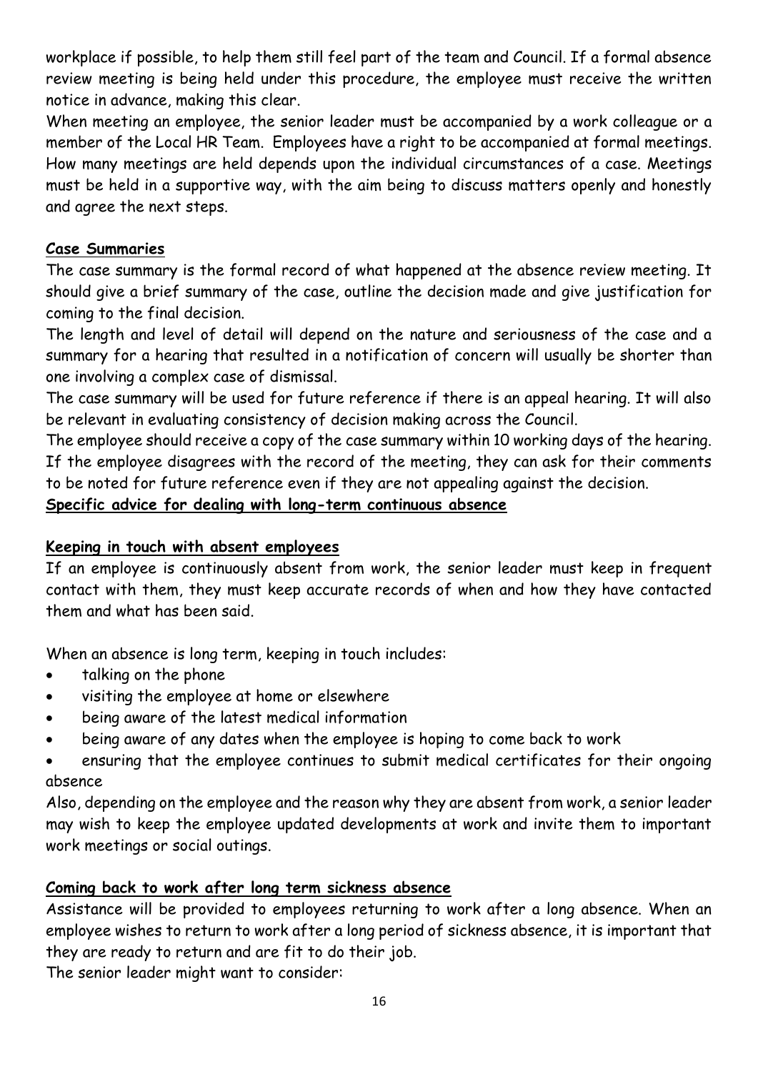workplace if possible, to help them still feel part of the team and Council. If a formal absence review meeting is being held under this procedure, the employee must receive the written notice in advance, making this clear.

When meeting an employee, the senior leader must be accompanied by a work colleague or a member of the Local HR Team. Employees have a right to be accompanied at formal meetings. How many meetings are held depends upon the individual circumstances of a case. Meetings must be held in a supportive way, with the aim being to discuss matters openly and honestly and agree the next steps.

**Case Summaries**

The case summary is the formal record of what happened at the absence review meeting. It should give a brief summary of the case, outline the decision made and give justification for coming to the final decision.

The length and level of detail will depend on the nature and seriousness of the case and a summary for a hearing that resulted in a notification of concern will usually be shorter than one involving a complex case of dismissal.

The case summary will be used for future reference if there is an appeal hearing. It will also be relevant in evaluating consistency of decision making across the Council.

The employee should receive a copy of the case summary within 10 working days of the hearing. If the employee disagrees with the record of the meeting, they can ask for their comments to be noted for future reference even if they are not appealing against the decision.

**Specific advice for dealing with long-term continuous absence**

**Keeping in touch with absent employees**

If an employee is continuously absent from work, the senior leader must keep in frequent contact with them, they must keep accurate records of when and how they have contacted them and what has been said.

When an absence is long term, keeping in touch includes:

- talking on the phone
- visiting the employee at home or elsewhere
- being aware of the latest medical information
- being aware of any dates when the employee is hoping to come back to work
- ensuring that the employee continues to submit medical certificates for their ongoing absence

Also, depending on the employee and the reason why they are absent from work, a senior leader may wish to keep the employee updated developments at work and invite them to important work meetings or social outings.

**Coming back to work after long term sickness absence**

Assistance will be provided to employees returning to work after a long absence. When an employee wishes to return to work after a long period of sickness absence, it is important that they are ready to return and are fit to do their job.

The senior leader might want to consider: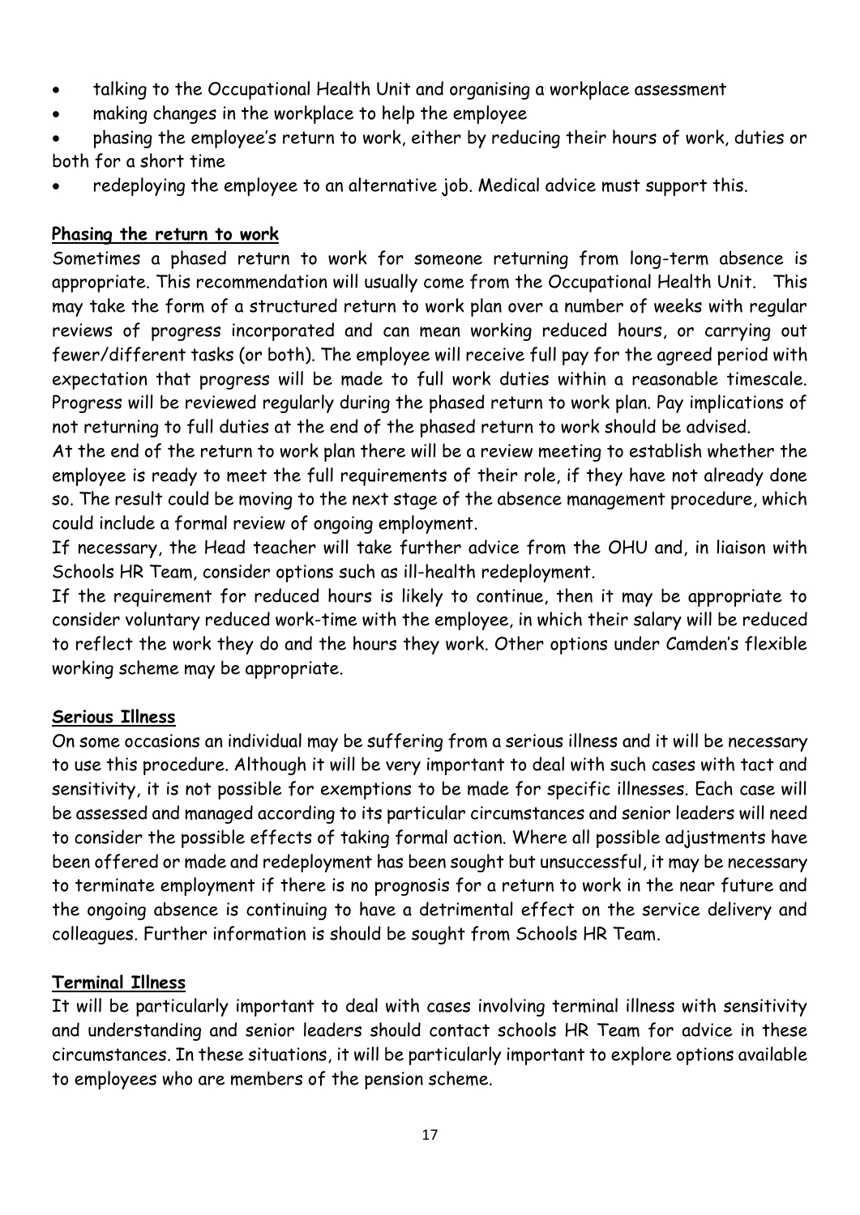- talking to the Occupational Health Unit and organising a workplace assessment
- making changes in the workplace to help the employee
- phasing the employee's return to work, either by reducing their hours of work, duties or both for a short time
- redeploying the employee to an alternative job. Medical advice must support this.

**Phasing the return to work**

Sometimes a phased return to work for someone returning from long-term absence is appropriate. This recommendation will usually come from the Occupational Health Unit. This may take the form of a structured return to work plan over a number of weeks with regular reviews of progress incorporated and can mean working reduced hours, or carrying out fewer/different tasks (or both). The employee will receive full pay for the agreed period with expectation that progress will be made to full work duties within a reasonable timescale. Progress will be reviewed regularly during the phased return to work plan. Pay implications of not returning to full duties at the end of the phased return to work should be advised.

At the end of the return to work plan there will be a review meeting to establish whether the employee is ready to meet the full requirements of their role, if they have not already done so. The result could be moving to the next stage of the absence management procedure, which could include a formal review of ongoing employment.

If necessary, the Head teacher will take further advice from the OHU and, in liaison with Schools HR Team, consider options such as ill-health redeployment.

If the requirement for reduced hours is likely to continue, then it may be appropriate to consider voluntary reduced work-time with the employee, in which their salary will be reduced to reflect the work they do and the hours they work. Other options under Camden's flexible working scheme may be appropriate.

**Serious Illness**

On some occasions an individual may be suffering from a serious illness and it will be necessary to use this procedure. Although it will be very important to deal with such cases with tact and sensitivity, it is not possible for exemptions to be made for specific illnesses. Each case will be assessed and managed according to its particular circumstances and senior leaders will need to consider the possible effects of taking formal action. Where all possible adjustments have been offered or made and redeployment has been sought but unsuccessful, it may be necessary to terminate employment if there is no prognosis for a return to work in the near future and the ongoing absence is continuing to have a detrimental effect on the service delivery and colleagues. Further information is should be sought from Schools HR Team.

**Terminal Illness**

It will be particularly important to deal with cases involving terminal illness with sensitivity and understanding and senior leaders should contact schools HR Team for advice in these circumstances. In these situations, it will be particularly important to explore options available to employees who are members of the pension scheme.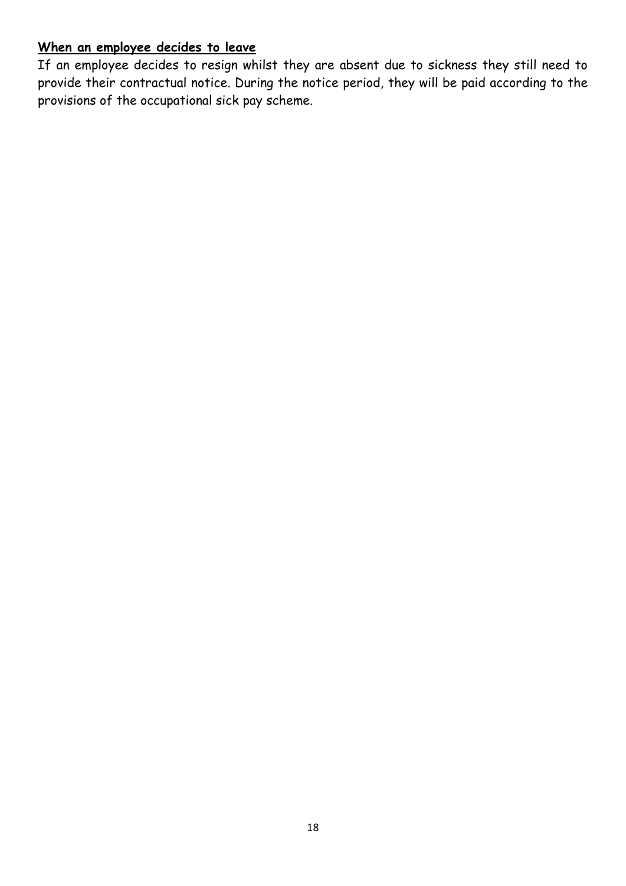## **When an employee decides to leave**

If an employee decides to resign whilst they are absent due to sickness they still need to provide their contractual notice. During the notice period, they will be paid according to the provisions of the occupational sick pay scheme.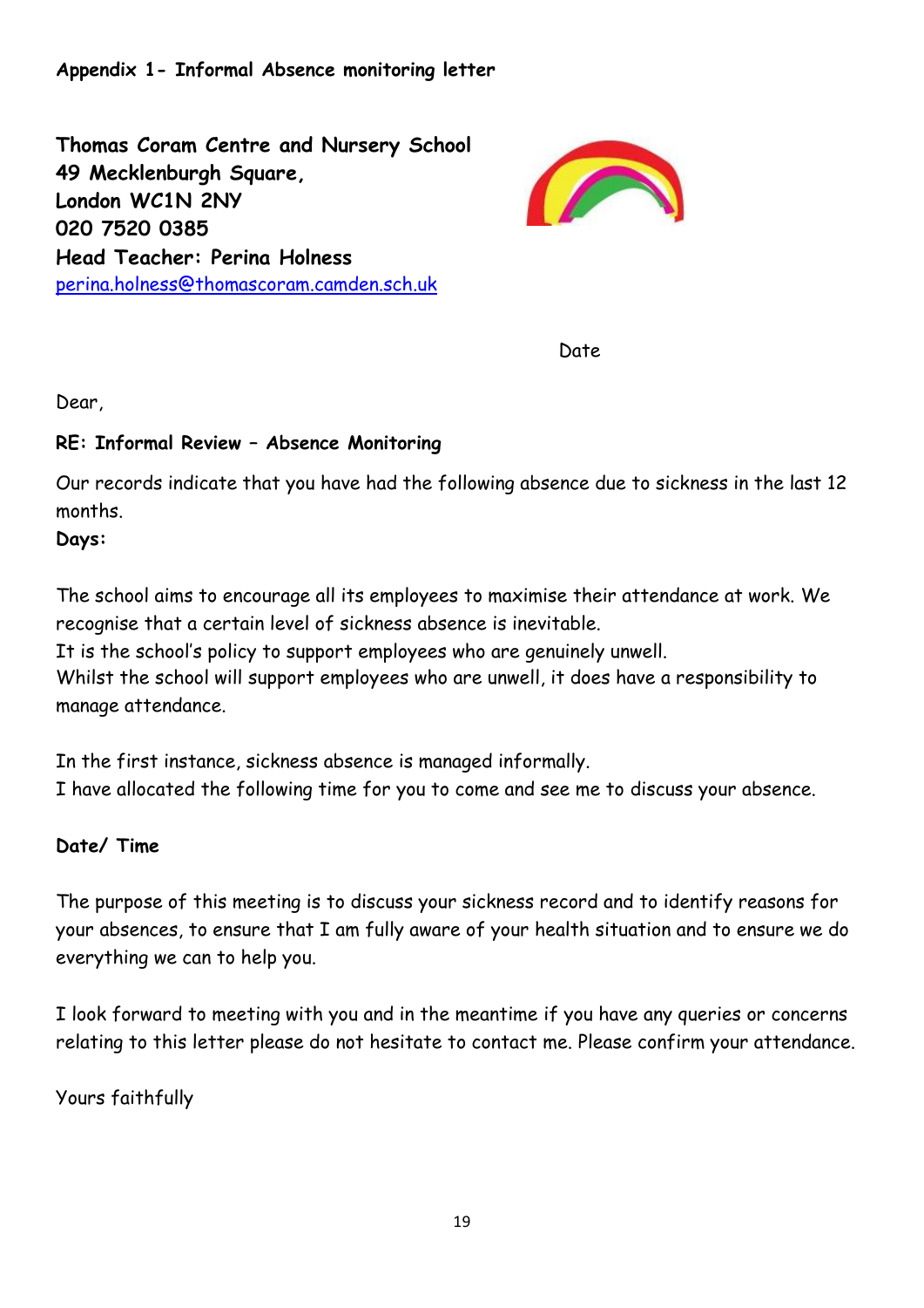**Appendix 1- Informal Absence monitoring letter**

**Thomas Coram Centre and Nursery School**
**49 Mecklenburgh Square,**
**London WC1N 2NY**
**020 7520 0385**
**Head Teacher: Perina Holness**
[perina.holness@thomascoram.camden.sch.uk](mailto:perina.holness@thomascoram.camden.sch.uk)

Date

Dear,

**RE: Informal Review – Absence Monitoring**

Our records indicate that you have had the following absence due to sickness in the last 12 months.
**Days:**

The school aims to encourage all its employees to maximise their attendance at work. We recognise that a certain level of sickness absence is inevitable.
It is the school's policy to support employees who are genuinely unwell.
Whilst the school will support employees who are unwell, it does have a responsibility to manage attendance.

In the first instance, sickness absence is managed informally.
I have allocated the following time for you to come and see me to discuss your absence.

**Date/ Time**

The purpose of this meeting is to discuss your sickness record and to identify reasons for your absences, to ensure that I am fully aware of your health situation and to ensure we do everything we can to help you.

I look forward to meeting with you and in the meantime if you have any queries or concerns relating to this letter please do not hesitate to contact me. Please confirm your attendance.

Yours faithfully